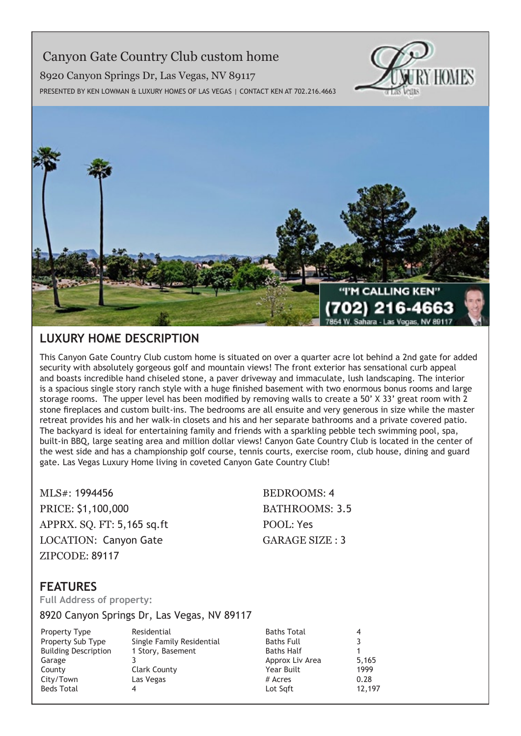# Canyon Gate Country Club custom home

8920 Canyon Springs Dr, Las Vegas, NV 89117

PRESENTED BY KEN LOWMAN & LUXURY HOMES OF LAS VEGAS | CONTACT KEN AT 702.216.4663

## LUXURY HOME DESCRIPTION

This Canyon Gate Country Club custom home is situated on over a quarter acre lot behind a 2nd gate for added security with absolutely gorgeous golf and mountain views! The front exterior has sensational curb appeal and boasts incredible hand chiseled stone, a paver driveway and immaculate, lush landscaping. The interior is a spacious single story ranch style with a huge finished basement with two enormous bonus rooms and large storage rooms. The upper level has been modified by removing walls to create a 50' X 33' great room with 2 stone fireplaces and custom built-ins. The bedrooms are all ensuite and very generous in size while the master retreat provides his and her walk-in closets and his and her separate bathrooms and a private covered patio. The backyard is ideal for entertaining family and friends with a sparkling pebble tech swimming pool, spa, built-in BBQ, large seating area and million dollar views! Canyon Gate Country Club is located in the center of the west side and has a championship golf course, tennis courts, exercise room, club house, dining and guard gate. Las Vegas Luxury Home living in coveted Canyon Gate Country Club!

MLS#: 1994456
PRICE: $1,100,000
APPRX. SQ. FT: 5,165 sq.ft
LOCATION: Canyon Gate
ZIPCODE: 89117

BEDROOMS: 4
BATHROOMS: 3.5
POOL: Yes
GARAGE SIZE : 3

## FEATURES

**Full Address of property:**

8920 Canyon Springs Dr, Las Vegas, NV 89117

| | | | |
|---|---|---|---|
| Property Type | Residential | Baths Total | 4 |
| Property Sub Type | Single Family Residential | Baths Full | 3 |
| Building Description | 1 Story, Basement | Baths Half | 1 |
| Garage | 3 | Approx Liv Area | 5,165 |
| County | Clark County | Year Built | 1999 |
| City/Town | Las Vegas | # Acres | 0.28 |
| Beds Total | 4 | Lot Sqft | 12,197 |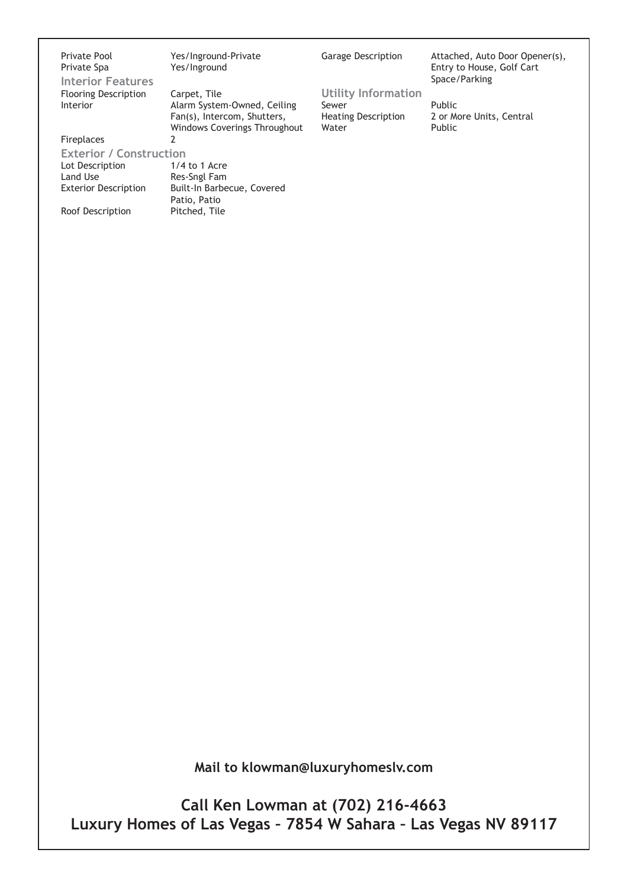| | |
|---|---|
| Private Pool | Yes/Inground-Private |
| Private Spa | Yes/Inground |

### Interior Features

| | |
|---|---|
| Flooring Description | Carpet, Tile |
| Interior | Alarm System-Owned, Ceiling Fan(s), Intercom, Shutters, Windows Coverings Throughout |
| Fireplaces | 2 |

### Exterior / Construction

| | |
|---|---|
| Lot Description | 1/4 to 1 Acre |
| Land Use | Res-Sngl Fam |
| Exterior Description | Built-In Barbecue, Covered Patio, Patio |
| Roof Description | Pitched, Tile |

| | |
|---|---|
| Garage Description | Attached, Auto Door Opener(s), Entry to House, Golf Cart Space/Parking |

### Utility Information

| | |
|---|---|
| Sewer | Public |
| Heating Description | 2 or More Units, Central |
| Water | Public |

**Mail to klowman@luxuryhomeslv.com**

**Call Ken Lowman at (702) 216-4663**
**Luxury Homes of Las Vegas – 7854 W Sahara – Las Vegas NV 89117**